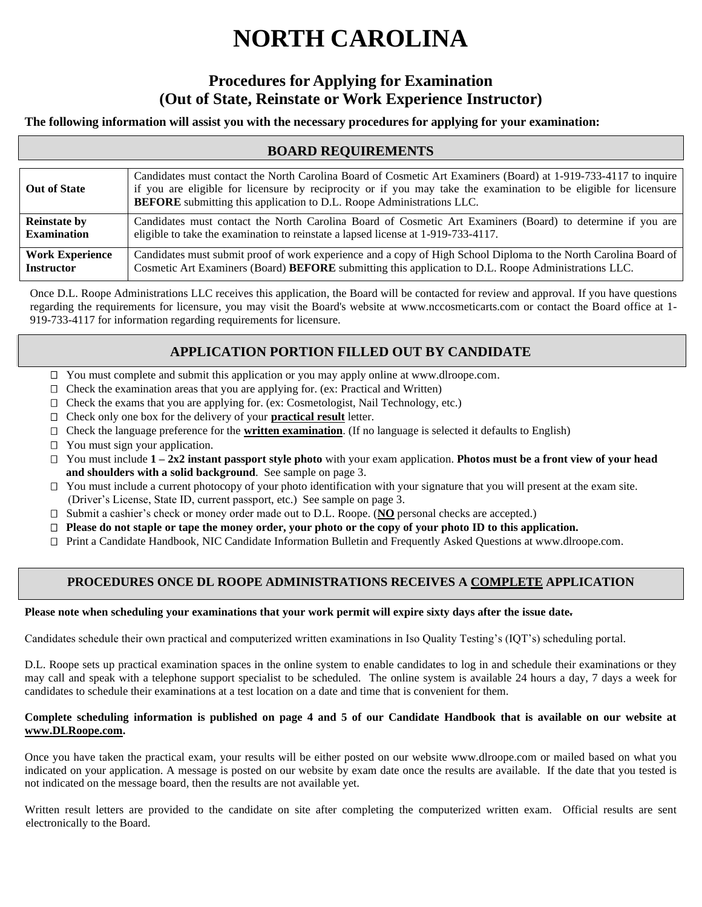# NORTH CAROLINA

## Procedures for Applying for Examination (Out of State, Reinstate or Work Experience Instructor)

**The following information will assist you with the necessary procedures for applying for your examination:**

### BOARD REQUIREMENTS

| | |
|---|---|
| **Out of State** | Candidates must contact the North Carolina Board of Cosmetic Art Examiners (Board) at 1-919-733-4117 to inquire if you are eligible for licensure by reciprocity or if you may take the examination to be eligible for licensure **BEFORE** submitting this application to D.L. Roope Administrations LLC. |
| **Reinstate by Examination** | Candidates must contact the North Carolina Board of Cosmetic Art Examiners (Board) to determine if you are eligible to take the examination to reinstate a lapsed license at 1-919-733-4117. |
| **Work Experience Instructor** | Candidates must submit proof of work experience and a copy of High School Diploma to the North Carolina Board of Cosmetic Art Examiners (Board) **BEFORE** submitting this application to D.L. Roope Administrations LLC. |

Once D.L. Roope Administrations LLC receives this application, the Board will be contacted for review and approval. If you have questions regarding the requirements for licensure, you may visit the Board's website at www.nccosmeticarts.com or contact the Board office at 1-919-733-4117 for information regarding requirements for licensure.

### APPLICATION PORTION FILLED OUT BY CANDIDATE

- ☐ You must complete and submit this application or you may apply online at www.dlroope.com.
- ☐ Check the examination areas that you are applying for. (ex: Practical and Written)
- ☐ Check the exams that you are applying for. (ex: Cosmetologist, Nail Technology, etc.)
- ☐ Check only one box for the delivery of your **practical result** letter.
- ☐ Check the language preference for the **written examination**. (If no language is selected it defaults to English)
- ☐ You must sign your application.
- ☐ You must include **1 – 2x2 instant passport style photo** with your exam application. **Photos must be a front view of your head and shoulders with a solid background**. See sample on page 3.
- ☐ You must include a current photocopy of your photo identification with your signature that you will present at the exam site. (Driver's License, State ID, current passport, etc.) See sample on page 3.
- ☐ Submit a cashier's check or money order made out to D.L. Roope. (**NO** personal checks are accepted.)
- ☐ **Please do not staple or tape the money order, your photo or the copy of your photo ID to this application.**
- ☐ Print a Candidate Handbook, NIC Candidate Information Bulletin and Frequently Asked Questions at www.dlroope.com.

### PROCEDURES ONCE DL ROOPE ADMINISTRATIONS RECEIVES A COMPLETE APPLICATION

**Please note when scheduling your examinations that your work permit will expire sixty days after the issue date.**

Candidates schedule their own practical and computerized written examinations in Iso Quality Testing's (IQT's) scheduling portal.

D.L. Roope sets up practical examination spaces in the online system to enable candidates to log in and schedule their examinations or they may call and speak with a telephone support specialist to be scheduled. The online system is available 24 hours a day, 7 days a week for candidates to schedule their examinations at a test location on a date and time that is convenient for them.

**Complete scheduling information is published on page 4 and 5 of our Candidate Handbook that is available on our website at www.DLRoope.com.**

Once you have taken the practical exam, your results will be either posted on our website www.dlroope.com or mailed based on what you indicated on your application. A message is posted on our website by exam date once the results are available. If the date that you tested is not indicated on the message board, then the results are not available yet.

Written result letters are provided to the candidate on site after completing the computerized written exam. Official results are sent electronically to the Board.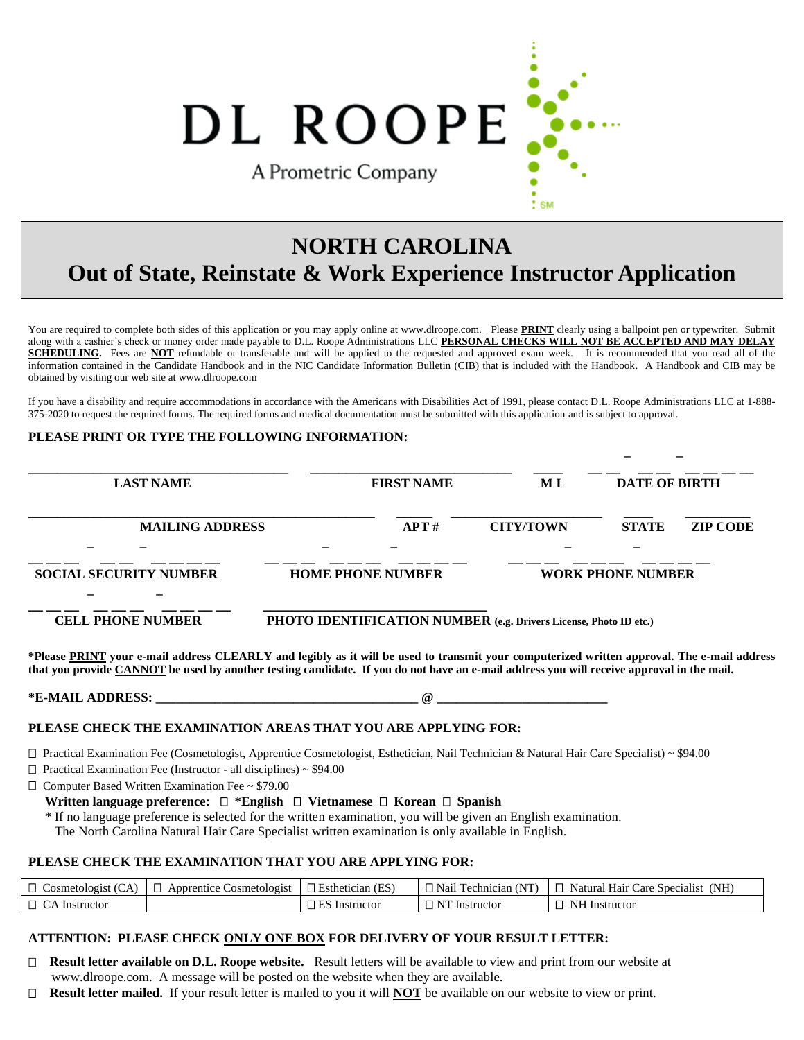DL ROOPE

A Prometric Company

# NORTH CAROLINA
# Out of State, Reinstate & Work Experience Instructor Application

You are required to complete both sides of this application or you may apply online at www.dlroope.com. Please **PRINT** clearly using a ballpoint pen or typewriter. Submit along with a cashier's check or money order made payable to D.L. Roope Administrations LLC **PERSONAL CHECKS WILL NOT BE ACCEPTED AND MAY DELAY SCHEDULING.** Fees are **NOT** refundable or transferable and will be applied to the requested and approved exam week. It is recommended that you read all of the information contained in the Candidate Handbook and in the NIC Candidate Information Bulletin (CIB) that is included with the Handbook. A Handbook and CIB may be obtained by visiting our web site at www.dlroope.com

If you have a disability and require accommodations in accordance with the Americans with Disabilities Act of 1991, please contact D.L. Roope Administrations LLC at 1-888-375-2020 to request the required forms. The required forms and medical documentation must be submitted with this application and is subject to approval.

**PLEASE PRINT OR TYPE THE FOLLOWING INFORMATION:**

| LAST NAME | FIRST NAME | M I | DATE OF BIRTH |
|---|---|---|---|
| | | | __ __ – __ __ – __ __ __ __ |

| MAILING ADDRESS | APT # | CITY/TOWN | STATE | ZIP CODE |
|---|---|---|---|---|
| | | | | |

| SOCIAL SECURITY NUMBER | HOME PHONE NUMBER | WORK PHONE NUMBER |
|---|---|---|
| __ __ __ – __ __ – __ __ __ __ | __ __ __ – __ __ __ – __ __ __ __ | __ __ __ – __ __ __ – __ __ __ __ |

| CELL PHONE NUMBER | PHOTO IDENTIFICATION NUMBER (e.g. Drivers License, Photo ID etc.) |
|---|---|
| __ __ __ – __ __ __ – __ __ __ __ | |

**\*Please PRINT your e-mail address CLEARLY and legibly as it will be used to transmit your computerized written approval. The e-mail address that you provide CANNOT be used by another testing candidate. If you do not have an e-mail address you will receive approval in the mail.**

**\*E-MAIL ADDRESS: ________________________________________ @ __________________________**

**PLEASE CHECK THE EXAMINATION AREAS THAT YOU ARE APPLYING FOR:**

- ☐ Practical Examination Fee (Cosmetologist, Apprentice Cosmetologist, Esthetician, Nail Technician & Natural Hair Care Specialist) ~ $94.00
- ☐ Practical Examination Fee (Instructor - all disciplines) ~ $94.00
- ☐ Computer Based Written Examination Fee ~ $79.00

**Written language preference: ☐ \*English ☐ Vietnamese ☐ Korean ☐ Spanish**

\* If no language preference is selected for the written examination, you will be given an English examination. The North Carolina Natural Hair Care Specialist written examination is only available in English.

**PLEASE CHECK THE EXAMINATION THAT YOU ARE APPLYING FOR:**

| | | | | |
|---|---|---|---|---|
| ☐ Cosmetologist (CA) | ☐ Apprentice Cosmetologist | ☐ Esthetician (ES) | ☐ Nail Technician (NT) | ☐ Natural Hair Care Specialist (NH) |
| ☐ CA Instructor | | ☐ ES Instructor | ☐ NT Instructor | ☐ NH Instructor |

**ATTENTION: PLEASE CHECK ONLY ONE BOX FOR DELIVERY OF YOUR RESULT LETTER:**

- ☐ **Result letter available on D.L. Roope website.** Result letters will be available to view and print from our website at www.dlroope.com. A message will be posted on the website when they are available.
- ☐ **Result letter mailed.** If your result letter is mailed to you it will **NOT** be available on our website to view or print.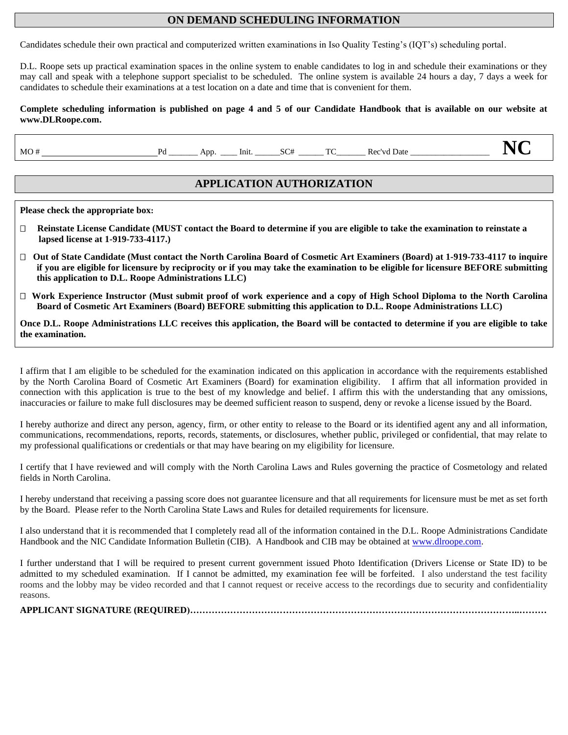## ON DEMAND SCHEDULING INFORMATION

Candidates schedule their own practical and computerized written examinations in Iso Quality Testing's (IQT's) scheduling portal.

D.L. Roope sets up practical examination spaces in the online system to enable candidates to log in and schedule their examinations or they may call and speak with a telephone support specialist to be scheduled. The online system is available 24 hours a day, 7 days a week for candidates to schedule their examinations at a test location on a date and time that is convenient for them.

**Complete scheduling information is published on page 4 and 5 of our Candidate Handbook that is available on our website at www.DLRoope.com.**

MO # \_\_\_\_\_\_\_\_\_\_\_\_\_\_\_\_\_\_\_\_\_\_\_\_\_ Pd \_\_\_\_\_\_\_ App. \_\_\_\_ Init. \_\_\_\_\_\_ SC# \_\_\_\_\_\_ TC\_\_\_\_\_\_\_ Rec'vd Date \_\_\_\_\_\_\_\_\_\_\_\_\_\_\_\_\_\_ **NC**

## APPLICATION AUTHORIZATION

**Please check the appropriate box:**

- ☐ **Reinstate License Candidate (MUST contact the Board to determine if you are eligible to take the examination to reinstate a lapsed license at 1-919-733-4117.)**
- ☐ **Out of State Candidate (Must contact the North Carolina Board of Cosmetic Art Examiners (Board) at 1-919-733-4117 to inquire if you are eligible for licensure by reciprocity or if you may take the examination to be eligible for licensure BEFORE submitting this application to D.L. Roope Administrations LLC)**
- ☐ **Work Experience Instructor (Must submit proof of work experience and a copy of High School Diploma to the North Carolina Board of Cosmetic Art Examiners (Board) BEFORE submitting this application to D.L. Roope Administrations LLC)**

**Once D.L. Roope Administrations LLC receives this application, the Board will be contacted to determine if you are eligible to take the examination.**

I affirm that I am eligible to be scheduled for the examination indicated on this application in accordance with the requirements established by the North Carolina Board of Cosmetic Art Examiners (Board) for examination eligibility. I affirm that all information provided in connection with this application is true to the best of my knowledge and belief. I affirm this with the understanding that any omissions, inaccuracies or failure to make full disclosures may be deemed sufficient reason to suspend, deny or revoke a license issued by the Board.

I hereby authorize and direct any person, agency, firm, or other entity to release to the Board or its identified agent any and all information, communications, recommendations, reports, records, statements, or disclosures, whether public, privileged or confidential, that may relate to my professional qualifications or credentials or that may have bearing on my eligibility for licensure.

I certify that I have reviewed and will comply with the North Carolina Laws and Rules governing the practice of Cosmetology and related fields in North Carolina.

I hereby understand that receiving a passing score does not guarantee licensure and that all requirements for licensure must be met as set forth by the Board. Please refer to the North Carolina State Laws and Rules for detailed requirements for licensure.

I also understand that it is recommended that I completely read all of the information contained in the D.L. Roope Administrations Candidate Handbook and the NIC Candidate Information Bulletin (CIB). A Handbook and CIB may be obtained at www.dlroope.com.

I further understand that I will be required to present current government issued Photo Identification (Drivers License or State ID) to be admitted to my scheduled examination. If I cannot be admitted, my examination fee will be forfeited. I also understand the test facility rooms and the lobby may be video recorded and that I cannot request or receive access to the recordings due to security and confidentiality reasons.

**APPLICANT SIGNATURE (REQUIRED)……………………………………………………………………………………………..………**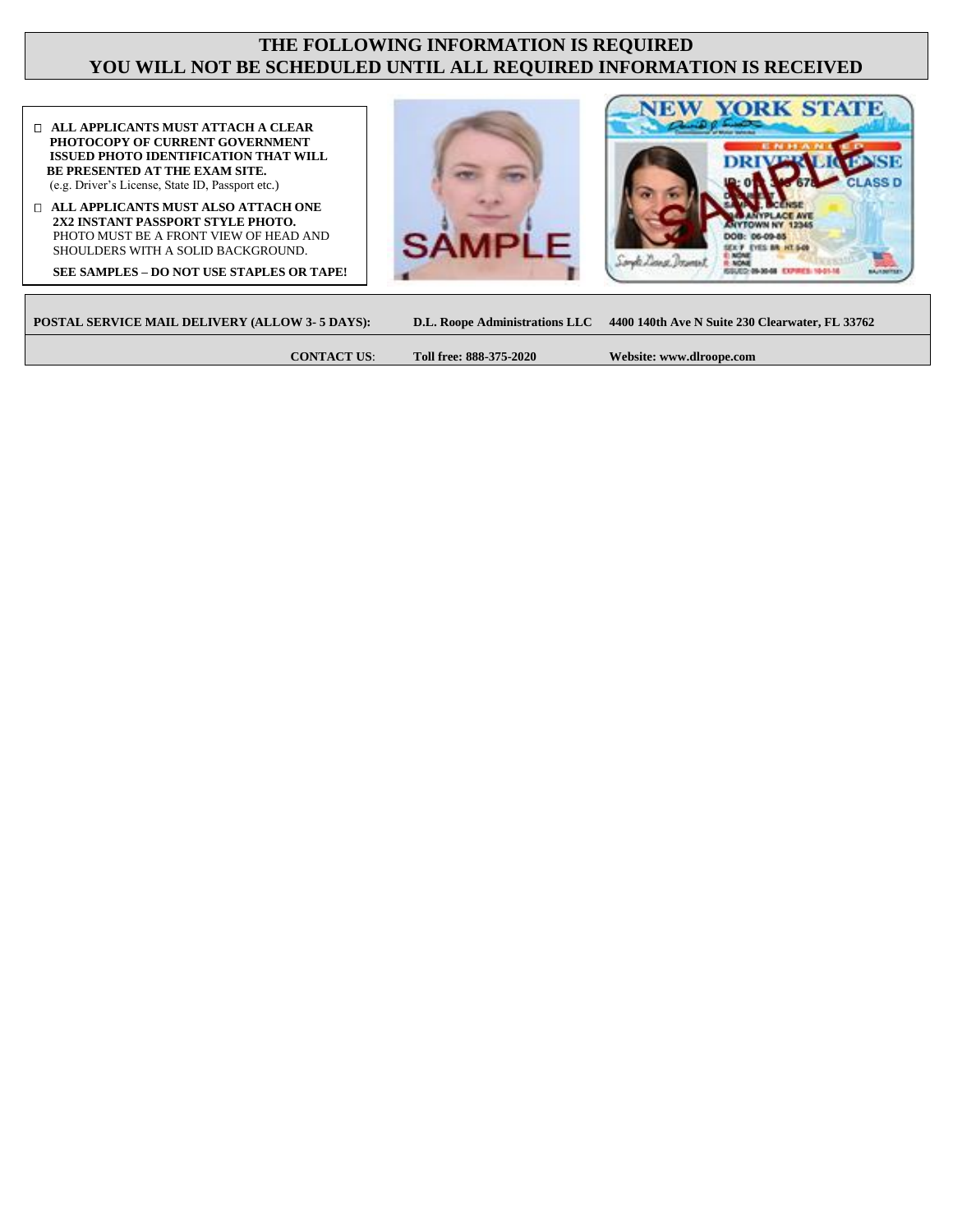# THE FOLLOWING INFORMATION IS REQUIRED
# YOU WILL NOT BE SCHEDULED UNTIL ALL REQUIRED INFORMATION IS RECEIVED

- ☐ **ALL APPLICANTS MUST ATTACH A CLEAR PHOTOCOPY OF CURRENT GOVERNMENT ISSUED PHOTO IDENTIFICATION THAT WILL BE PRESENTED AT THE EXAM SITE.** (e.g. Driver's License, State ID, Passport etc.)
- ☐ **ALL APPLICANTS MUST ALSO ATTACH ONE 2X2 INSTANT PASSPORT STYLE PHOTO.** PHOTO MUST BE A FRONT VIEW OF HEAD AND SHOULDERS WITH A SOLID BACKGROUND.

**SEE SAMPLES – DO NOT USE STAPLES OR TAPE!**

| | | |
|---|---|---|
| **POSTAL SERVICE MAIL DELIVERY (ALLOW 3- 5 DAYS):** | **D.L. Roope Administrations LLC** | **4400 140th Ave N Suite 230 Clearwater, FL 33762** |
| **CONTACT US**: | **Toll free: 888-375-2020** | **Website: www.dlroope.com** |